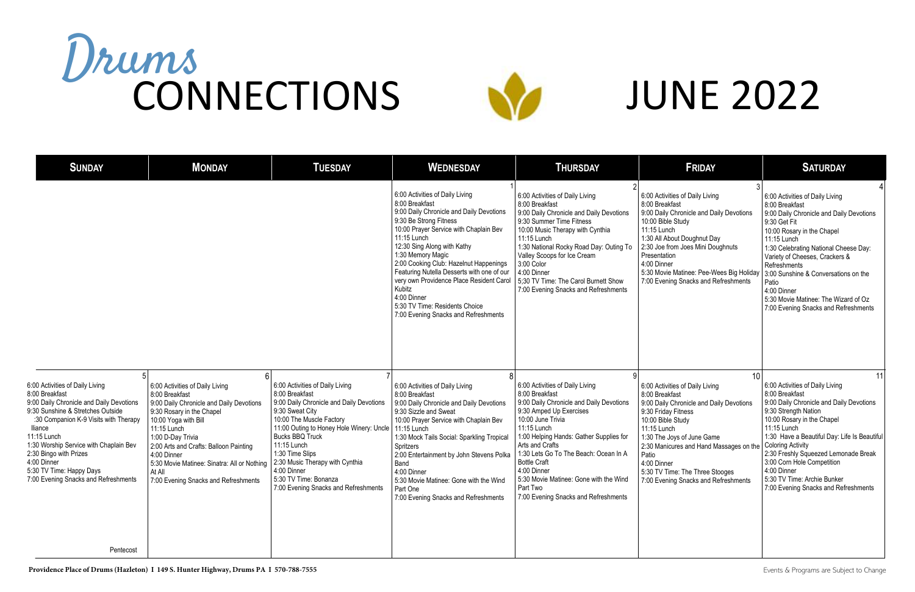# Drums CONNECTIONS

# JUNE 2022

| SUNDAY | MONDAY | TUESDAY | WEDNESDAY | THURSDAY | FRIDAY | SATURDAY |
|---|---|---|---|---|---|---|
| | | | **1**<br>6:00 Activities of Daily Living<br>8:00 Breakfast<br>9:00 Daily Chronicle and Daily Devotions<br>9:30 Be Strong Fitness<br>10:00 Prayer Service with Chaplain Bev<br>11:15 Lunch<br>12:30 Sing Along with Kathy<br>1:30 Memory Magic<br>2:00 Cooking Club: Hazelnut Happenings Featuring Nutella Desserts with one of our very own Providence Place Resident Carol Kubitz<br>4:00 Dinner<br>5:30 TV Time: Residents Choice<br>7:00 Evening Snacks and Refreshments | **2**<br>6:00 Activities of Daily Living<br>8:00 Breakfast<br>9:00 Daily Chronicle and Daily Devotions<br>9:30 Summer Time Fitness<br>10:00 Music Therapy with Cynthia<br>11:15 Lunch<br>1:30 National Rocky Road Day: Outing To Valley Scoops for Ice Cream<br>3:00 Color<br>4:00 Dinner<br>5;30 TV Time: The Carol Burnett Show<br>7:00 Evening Snacks and Refreshments | **3**<br>6:00 Activities of Daily Living<br>8:00 Breakfast<br>9:00 Daily Chronicle and Daily Devotions<br>10:00 Bible Study<br>11:15 Lunch<br>1:30 All About Doughnut Day<br>2:30 Joe from Joes Mini Doughnuts Presentation<br>4:00 Dinner<br>5:30 Movie Matinee: Pee-Wees Big Holiday<br>7:00 Evening Snacks and Refreshments | **4**<br>6:00 Activities of Daily Living<br>8:00 Breakfast<br>9:00 Daily Chronicle and Daily Devotions<br>9:30 Get Fit<br>10:00 Rosary in the Chapel<br>11:15 Lunch<br>1:30 Celebrating National Cheese Day: Variety of Cheeses, Crackers & Refreshments<br>3:00 Sunshine & Conversations on the Patio<br>4:00 Dinner<br>5:30 Movie Matinee: The Wizard of Oz<br>7:00 Evening Snacks and Refreshments |
| **5**<br>6:00 Activities of Daily Living<br>8:00 Breakfast<br>9:00 Daily Chronicle and Daily Devotions<br>9:30 Sunshine & Stretches Outside<br>:30 Companion K-9 Visits with Therapy lliance<br>11:15 Lunch<br>1:30 Worship Service with Chaplain Bev<br>2:30 Bingo with Prizes<br>4:00 Dinner<br>5:30 TV Time: Happy Days<br>7:00 Evening Snacks and Refreshments<br>Pentecost | **6**<br>6:00 Activities of Daily Living<br>8:00 Breakfast<br>9:00 Daily Chronicle and Daily Devotions<br>9:30 Rosary in the Chapel<br>10:00 Yoga with Bill<br>11:15 Lunch<br>1:00 D-Day Trivia<br>2:00 Arts and Crafts: Balloon Painting<br>4:00 Dinner<br>5:30 Movie Matinee: Sinatra: All or Nothing At All<br>7:00 Evening Snacks and Refreshments | **7**<br>6:00 Activities of Daily Living<br>8:00 Breakfast<br>9:00 Daily Chronicle and Daily Devotions<br>9:30 Sweat City<br>10:00 The Muscle Factory<br>11:00 Outing to Honey Hole Winery: Uncle Bucks BBQ Truck<br>11:15 Lunch<br>1:30 Time Slips<br>2:30 Music Therapy with Cynthia<br>4:00 Dinner<br>5:30 TV Time: Bonanza<br>7:00 Evening Snacks and Refreshments | **8**<br>6:00 Activities of Daily Living<br>8:00 Breakfast<br>9:00 Daily Chronicle and Daily Devotions<br>9:30 Sizzle and Sweat<br>10:00 Prayer Service with Chaplain Bev<br>11:15 Lunch<br>1:30 Mock Tails Social: Sparkling Tropical Spritzers<br>2:00 Entertainment by John Stevens Polka Band<br>4:00 Dinner<br>5:30 Movie Matinee: Gone with the Wind Part One<br>7:00 Evening Snacks and Refreshments | **9**<br>6:00 Activities of Daily Living<br>8:00 Breakfast<br>9:00 Daily Chronicle and Daily Devotions<br>9:30 Amped Up Exercises<br>10:00 June Trivia<br>11:15 Lunch<br>1:00 Helping Hands: Gather Supplies for Arts and Crafts<br>1:30 Lets Go To The Beach: Ocean In A Bottle Craft<br>4:00 Dinner<br>5:30 Movie Matinee: Gone with the Wind Part Two<br>7:00 Evening Snacks and Refreshments | **10**<br>6:00 Activities of Daily Living<br>8:00 Breakfast<br>9:00 Daily Chronicle and Daily Devotions<br>9:30 Friday Fitness<br>10:00 Bible Study<br>11:15 Lunch<br>1:30 The Joys of June Game<br>2:30 Manicures and Hand Massages on the Patio<br>4:00 Dinner<br>5:30 TV Time: The Three Stooges<br>7:00 Evening Snacks and Refreshments | **11**<br>6:00 Activities of Daily Living<br>8:00 Breakfast<br>9:00 Daily Chronicle and Daily Devotions<br>9:30 Strength Nation<br>10:00 Rosary in the Chapel<br>11:15 Lunch<br>1:30 Have a Beautiful Day: Life Is Beautiful Coloring Activity<br>2:30 Freshly Squeezed Lemonade Break<br>3:00 Corn Hole Competition<br>4:00 Dinner<br>5:30 TV Time: Archie Bunker<br>7:00 Evening Snacks and Refreshments |

**Providence Place of Drums (Hazleton) I 149 S. Hunter Highway, Drums PA I 570-788-7555**

Events & Programs are Subject to Change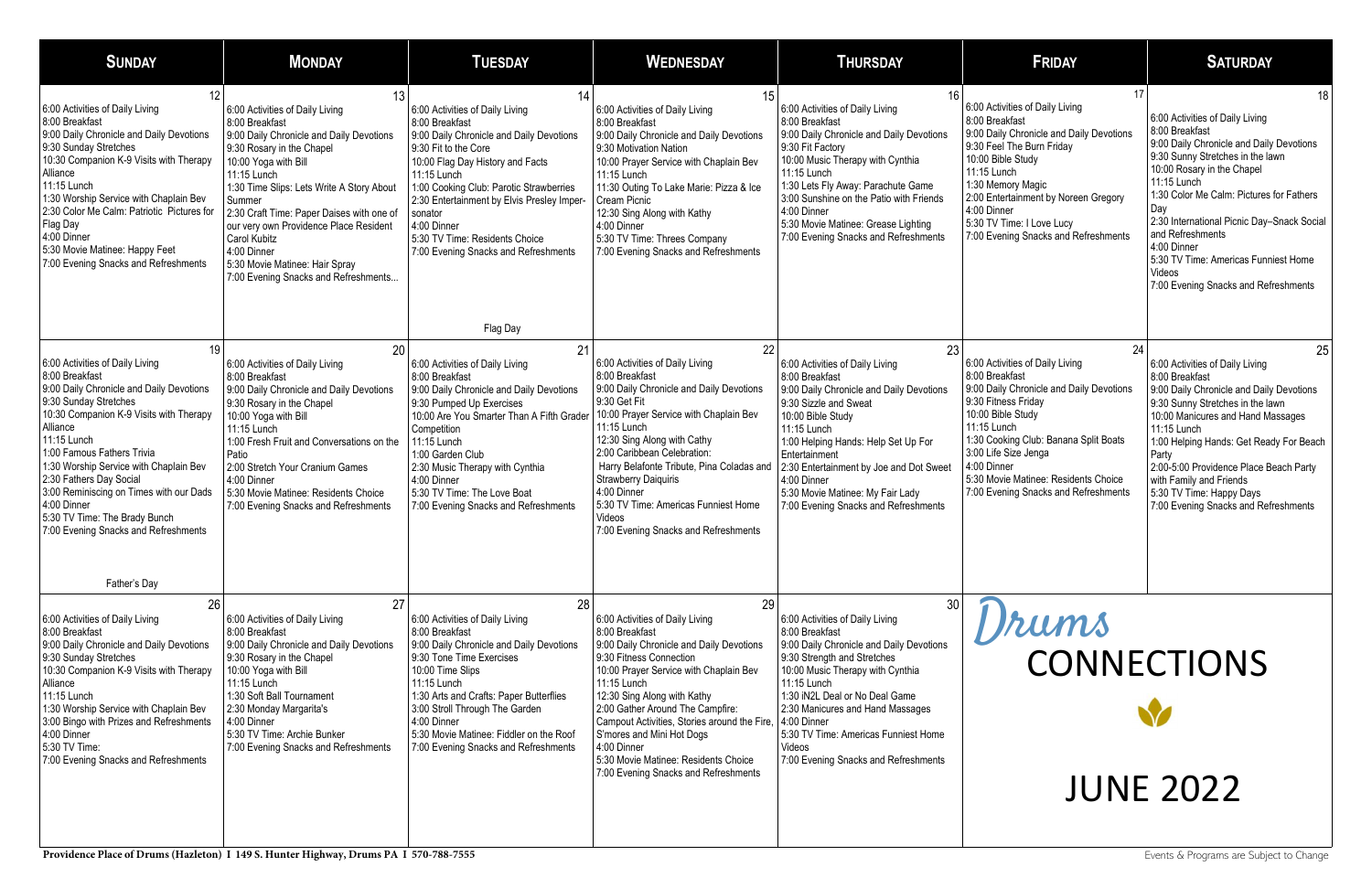| SUNDAY | MONDAY | TUESDAY | WEDNESDAY | THURSDAY | FRIDAY | SATURDAY |
|---|---|---|---|---|---|---|
| 12<br>6:00 Activities of Daily Living<br>8:00 Breakfast<br>9:00 Daily Chronicle and Daily Devotions<br>9:30 Sunday Stretches<br>10:30 Companion K-9 Visits with Therapy Alliance<br>11:15 Lunch<br>1:30 Worship Service with Chaplain Bev<br>2:30 Color Me Calm: Patriotic Pictures for Flag Day<br>4:00 Dinner<br>5:30 Movie Matinee: Happy Feet<br>7:00 Evening Snacks and Refreshments | 13<br>6:00 Activities of Daily Living<br>8:00 Breakfast<br>9:00 Daily Chronicle and Daily Devotions<br>9:30 Rosary in the Chapel<br>10:00 Yoga with Bill<br>11:15 Lunch<br>1:30 Time Slips: Lets Write A Story About Summer<br>2:30 Craft Time: Paper Daises with one of our very own Providence Place Resident Carol Kubitz<br>4:00 Dinner<br>5:30 Movie Matinee: Hair Spray<br>7:00 Evening Snacks and Refreshments... | 14<br>6:00 Activities of Daily Living<br>8:00 Breakfast<br>9:00 Daily Chronicle and Daily Devotions<br>9:30 Fit to the Core<br>10:00 Flag Day History and Facts<br>11:15 Lunch<br>1:00 Cooking Club: Parotic Strawberries<br>2:30 Entertainment by Elvis Presley Impersonator<br>4:00 Dinner<br>5:30 TV Time: Residents Choice<br>7:00 Evening Snacks and Refreshments<br>Flag Day | 15<br>6:00 Activities of Daily Living<br>8:00 Breakfast<br>9:00 Daily Chronicle and Daily Devotions<br>9:30 Motivation Nation<br>10:00 Prayer Service with Chaplain Bev<br>11:15 Lunch<br>11:30 Outing To Lake Marie: Pizza & Ice Cream Picnic<br>12:30 Sing Along with Kathy<br>4:00 Dinner<br>5:30 TV Time: Threes Company<br>7:00 Evening Snacks and Refreshments | 16<br>6:00 Activities of Daily Living<br>8:00 Breakfast<br>9:00 Daily Chronicle and Daily Devotions<br>9:30 Fit Factory<br>10:00 Music Therapy with Cynthia<br>11:15 Lunch<br>1:30 Lets Fly Away: Parachute Game<br>3:00 Sunshine on the Patio with Friends<br>4:00 Dinner<br>5:30 Movie Matinee: Grease Lighting<br>7:00 Evening Snacks and Refreshments | 17<br>6:00 Activities of Daily Living<br>8:00 Breakfast<br>9:00 Daily Chronicle and Daily Devotions<br>9:30 Feel The Burn Friday<br>10:00 Bible Study<br>11:15 Lunch<br>1:30 Memory Magic<br>2:00 Entertainment by Noreen Gregory<br>4:00 Dinner<br>5:30 TV Time: I Love Lucy<br>7:00 Evening Snacks and Refreshments | 18<br>6:00 Activities of Daily Living<br>8:00 Breakfast<br>9:00 Daily Chronicle and Daily Devotions<br>9:30 Sunny Stretches in the lawn<br>10:00 Rosary in the Chapel<br>11:15 Lunch<br>1:30 Color Me Calm: Pictures for Fathers Day<br>2:30 International Picnic Day–Snack Social and Refreshments<br>4:00 Dinner<br>5:30 TV Time: Americas Funniest Home Videos<br>7:00 Evening Snacks and Refreshments |
| 19<br>6:00 Activities of Daily Living<br>8:00 Breakfast<br>9:00 Daily Chronicle and Daily Devotions<br>9:30 Sunday Stretches<br>10:30 Companion K-9 Visits with Therapy Alliance<br>11:15 Lunch<br>1:00 Famous Fathers Trivia<br>1:30 Worship Service with Chaplain Bev<br>2:30 Fathers Day Social<br>3:00 Reminiscing on Times with our Dads<br>4:00 Dinner<br>5:30 TV Time: The Brady Bunch<br>7:00 Evening Snacks and Refreshments<br>Father's Day | 20<br>6:00 Activities of Daily Living<br>8:00 Breakfast<br>9:00 Daily Chronicle and Daily Devotions<br>9:30 Rosary in the Chapel<br>10:00 Yoga with Bill<br>11:15 Lunch<br>1:00 Fresh Fruit and Conversations on the Patio<br>2:00 Stretch Your Cranium Games<br>4:00 Dinner<br>5:30 Movie Matinee: Residents Choice<br>7:00 Evening Snacks and Refreshments | 21<br>6:00 Activities of Daily Living<br>8:00 Breakfast<br>9:00 Daily Chronicle and Daily Devotions<br>9:30 Pumped Up Exercises<br>10:00 Are You Smarter Than A Fifth Grader Competition<br>11:15 Lunch<br>1:00 Garden Club<br>2:30 Music Therapy with Cynthia<br>4:00 Dinner<br>5:30 TV Time: The Love Boat<br>7:00 Evening Snacks and Refreshments | 22<br>6:00 Activities of Daily Living<br>8:00 Breakfast<br>9:00 Daily Chronicle and Daily Devotions<br>9:30 Get Fit<br>10:00 Prayer Service with Chaplain Bev<br>11:15 Lunch<br>12:30 Sing Along with Cathy<br>2:00 Caribbean Celebration: Harry Belafonte Tribute, Pina Coladas and Strawberry Daiquiris<br>4:00 Dinner<br>5:30 TV Time: Americas Funniest Home Videos<br>7:00 Evening Snacks and Refreshments | 23<br>6:00 Activities of Daily Living<br>8:00 Breakfast<br>9:00 Daily Chronicle and Daily Devotions<br>9:30 Sizzle and Sweat<br>10:00 Bible Study<br>11:15 Lunch<br>1:00 Helping Hands: Help Set Up For Entertainment<br>2:30 Entertainment by Joe and Dot Sweet<br>4:00 Dinner<br>5:30 Movie Matinee: My Fair Lady<br>7:00 Evening Snacks and Refreshments | 24<br>6:00 Activities of Daily Living<br>8:00 Breakfast<br>9:00 Daily Chronicle and Daily Devotions<br>9:30 Fitness Friday<br>10:00 Bible Study<br>11:15 Lunch<br>1:30 Cooking Club: Banana Split Boats<br>3:00 Life Size Jenga<br>4:00 Dinner<br>5:30 Movie Matinee: Residents Choice<br>7:00 Evening Snacks and Refreshments | 25<br>6:00 Activities of Daily Living<br>8:00 Breakfast<br>9:00 Daily Chronicle and Daily Devotions<br>9:30 Sunny Stretches in the lawn<br>10:00 Manicures and Hand Massages<br>11:15 Lunch<br>1:00 Helping Hands: Get Ready For Beach Party<br>2:00-5:00 Providence Place Beach Party with Family and Friends<br>5:30 TV Time: Happy Days<br>7:00 Evening Snacks and Refreshments |
| 26<br>6:00 Activities of Daily Living<br>8:00 Breakfast<br>9:00 Daily Chronicle and Daily Devotions<br>9:30 Sunday Stretches<br>10:30 Companion K-9 Visits with Therapy Alliance<br>11:15 Lunch<br>1:30 Worship Service with Chaplain Bev<br>3:00 Bingo with Prizes and Refreshments<br>4:00 Dinner<br>5:30 TV Time:<br>7:00 Evening Snacks and Refreshments | 27<br>6:00 Activities of Daily Living<br>8:00 Breakfast<br>9:00 Daily Chronicle and Daily Devotions<br>9:30 Rosary in the Chapel<br>10:00 Yoga with Bill<br>11:15 Lunch<br>1:30 Soft Ball Tournament<br>2:30 Monday Margarita's<br>4:00 Dinner<br>5:30 TV Time: Archie Bunker<br>7:00 Evening Snacks and Refreshments | 28<br>6:00 Activities of Daily Living<br>8:00 Breakfast<br>9:00 Daily Chronicle and Daily Devotions<br>9:30 Tone Time Exercises<br>10:00 Time Slips<br>11:15 Lunch<br>1:30 Arts and Crafts: Paper Butterflies<br>3:00 Stroll Through The Garden<br>4:00 Dinner<br>5:30 Movie Matinee: Fiddler on the Roof<br>7:00 Evening Snacks and Refreshments | 29<br>6:00 Activities of Daily Living<br>8:00 Breakfast<br>9:00 Daily Chronicle and Daily Devotions<br>9:30 Fitness Connection<br>10:00 Prayer Service with Chaplain Bev<br>11:15 Lunch<br>12:30 Sing Along with Kathy<br>2:00 Gather Around The Campfire: Campout Activities, Stories around the Fire, S'mores and Mini Hot Dogs<br>4:00 Dinner<br>5:30 Movie Matinee: Residents Choice<br>7:00 Evening Snacks and Refreshments | 30<br>6:00 Activities of Daily Living<br>8:00 Breakfast<br>9:00 Daily Chronicle and Daily Devotions<br>9:30 Strength and Stretches<br>10:00 Music Therapy with Cynthia<br>11:15 Lunch<br>1:30 iN2L Deal or No Deal Game<br>2:30 Manicures and Hand Massages<br>4:00 Dinner<br>5:30 TV Time: Americas Funniest Home Videos<br>7:00 Evening Snacks and Refreshments | Drums<br>CONNECTIONS<br>JUNE 2022 | |

Providence Place of Drums (Hazleton) I 149 S. Hunter Highway, Drums PA I 570-788-7555

Events & Programs are Subject to Change